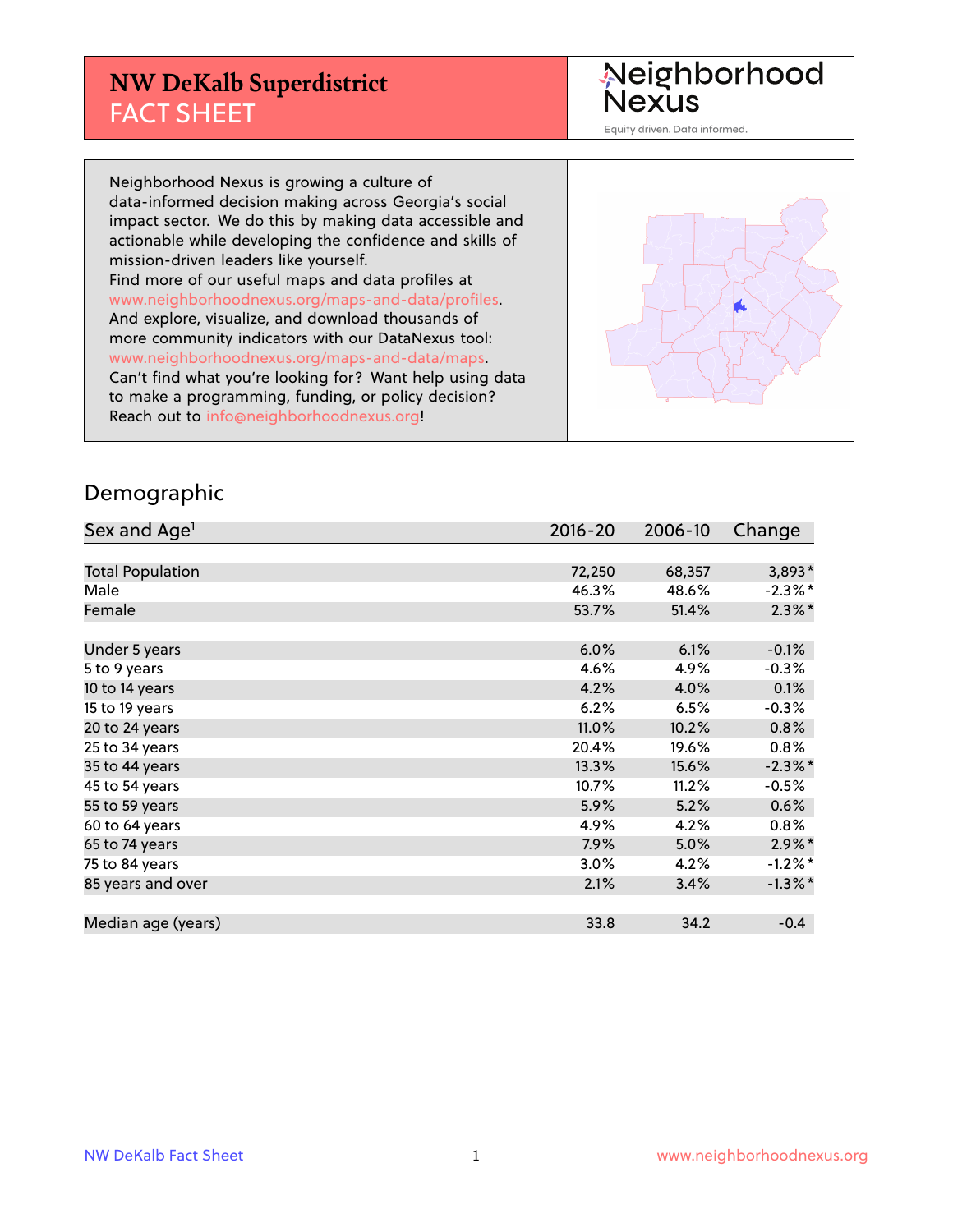# NW DeKalb Superdistrict
## FACT SHEET

Neighborhood Nexus
Equity driven. Data informed.

Neighborhood Nexus is growing a culture of data-informed decision making across Georgia's social impact sector. We do this by making data accessible and actionable while developing the confidence and skills of mission-driven leaders like yourself.
Find more of our useful maps and data profiles at www.neighborhoodnexus.org/maps-and-data/profiles.
And explore, visualize, and download thousands of more community indicators with our DataNexus tool: www.neighborhoodnexus.org/maps-and-data/maps.
Can't find what you're looking for? Want help using data to make a programming, funding, or policy decision? Reach out to info@neighborhoodnexus.org!

## Demographic

| Sex and Age[1] | 2016-20 | 2006-10 | Change |
|---|---|---|---|
| Total Population | 72,250 | 68,357 | 3,893* |
| Male | 46.3% | 48.6% | -2.3%* |
| Female | 53.7% | 51.4% | 2.3%* |
| | | | |
| Under 5 years | 6.0% | 6.1% | -0.1% |
| 5 to 9 years | 4.6% | 4.9% | -0.3% |
| 10 to 14 years | 4.2% | 4.0% | 0.1% |
| 15 to 19 years | 6.2% | 6.5% | -0.3% |
| 20 to 24 years | 11.0% | 10.2% | 0.8% |
| 25 to 34 years | 20.4% | 19.6% | 0.8% |
| 35 to 44 years | 13.3% | 15.6% | -2.3%* |
| 45 to 54 years | 10.7% | 11.2% | -0.5% |
| 55 to 59 years | 5.9% | 5.2% | 0.6% |
| 60 to 64 years | 4.9% | 4.2% | 0.8% |
| 65 to 74 years | 7.9% | 5.0% | 2.9%* |
| 75 to 84 years | 3.0% | 4.2% | -1.2%* |
| 85 years and over | 2.1% | 3.4% | -1.3%* |
| | | | |
| Median age (years) | 33.8 | 34.2 | -0.4 |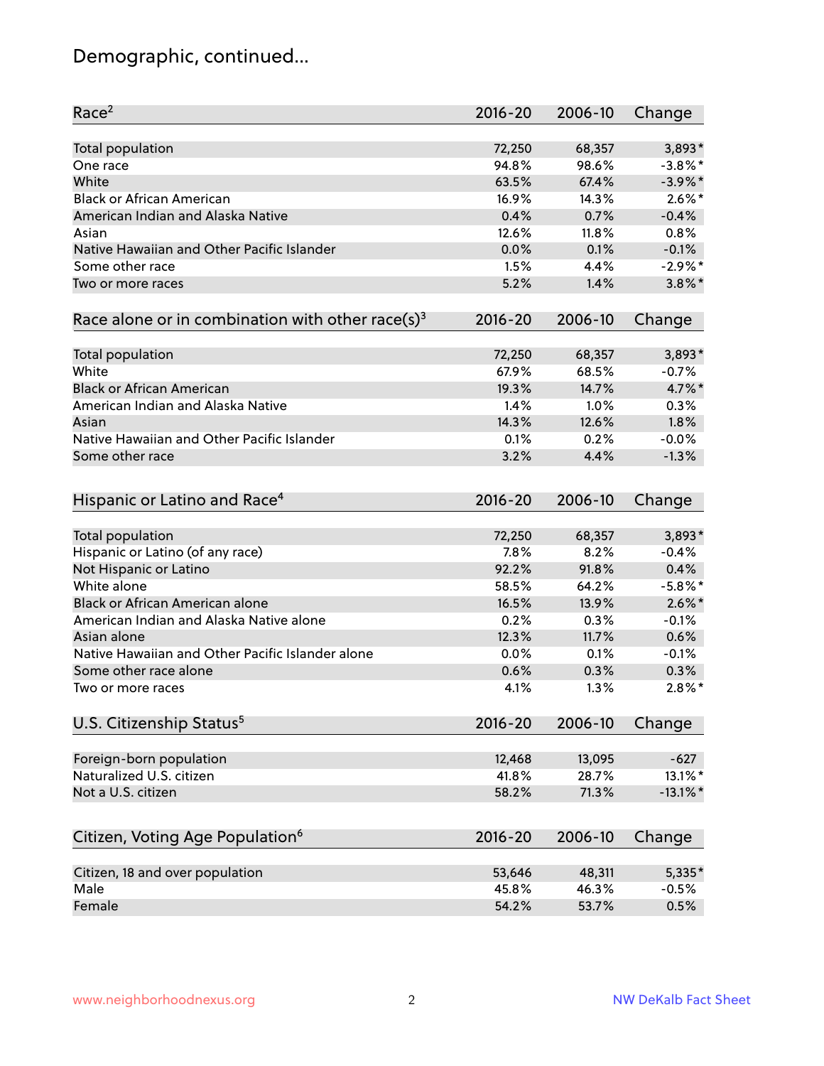# Demographic, continued...

| Race[2] | 2016-20 | 2006-10 | Change |
|---|---|---|---|
| Total population | 72,250 | 68,357 | 3,893* |
| One race | 94.8% | 98.6% | -3.8%* |
| White | 63.5% | 67.4% | -3.9%* |
| Black or African American | 16.9% | 14.3% | 2.6%* |
| American Indian and Alaska Native | 0.4% | 0.7% | -0.4% |
| Asian | 12.6% | 11.8% | 0.8% |
| Native Hawaiian and Other Pacific Islander | 0.0% | 0.1% | -0.1% |
| Some other race | 1.5% | 4.4% | -2.9%* |
| Two or more races | 5.2% | 1.4% | 3.8%* |

| Race alone or in combination with other race(s)[3] | 2016-20 | 2006-10 | Change |
|---|---|---|---|
| Total population | 72,250 | 68,357 | 3,893* |
| White | 67.9% | 68.5% | -0.7% |
| Black or African American | 19.3% | 14.7% | 4.7%* |
| American Indian and Alaska Native | 1.4% | 1.0% | 0.3% |
| Asian | 14.3% | 12.6% | 1.8% |
| Native Hawaiian and Other Pacific Islander | 0.1% | 0.2% | -0.0% |
| Some other race | 3.2% | 4.4% | -1.3% |

| Hispanic or Latino and Race[4] | 2016-20 | 2006-10 | Change |
|---|---|---|---|
| Total population | 72,250 | 68,357 | 3,893* |
| Hispanic or Latino (of any race) | 7.8% | 8.2% | -0.4% |
| Not Hispanic or Latino | 92.2% | 91.8% | 0.4% |
| White alone | 58.5% | 64.2% | -5.8%* |
| Black or African American alone | 16.5% | 13.9% | 2.6%* |
| American Indian and Alaska Native alone | 0.2% | 0.3% | -0.1% |
| Asian alone | 12.3% | 11.7% | 0.6% |
| Native Hawaiian and Other Pacific Islander alone | 0.0% | 0.1% | -0.1% |
| Some other race alone | 0.6% | 0.3% | 0.3% |
| Two or more races | 4.1% | 1.3% | 2.8%* |

| U.S. Citizenship Status[5] | 2016-20 | 2006-10 | Change |
|---|---|---|---|
| Foreign-born population | 12,468 | 13,095 | -627 |
| Naturalized U.S. citizen | 41.8% | 28.7% | 13.1%* |
| Not a U.S. citizen | 58.2% | 71.3% | -13.1%* |

| Citizen, Voting Age Population[6] | 2016-20 | 2006-10 | Change |
|---|---|---|---|
| Citizen, 18 and over population | 53,646 | 48,311 | 5,335* |
| Male | 45.8% | 46.3% | -0.5% |
| Female | 54.2% | 53.7% | 0.5% |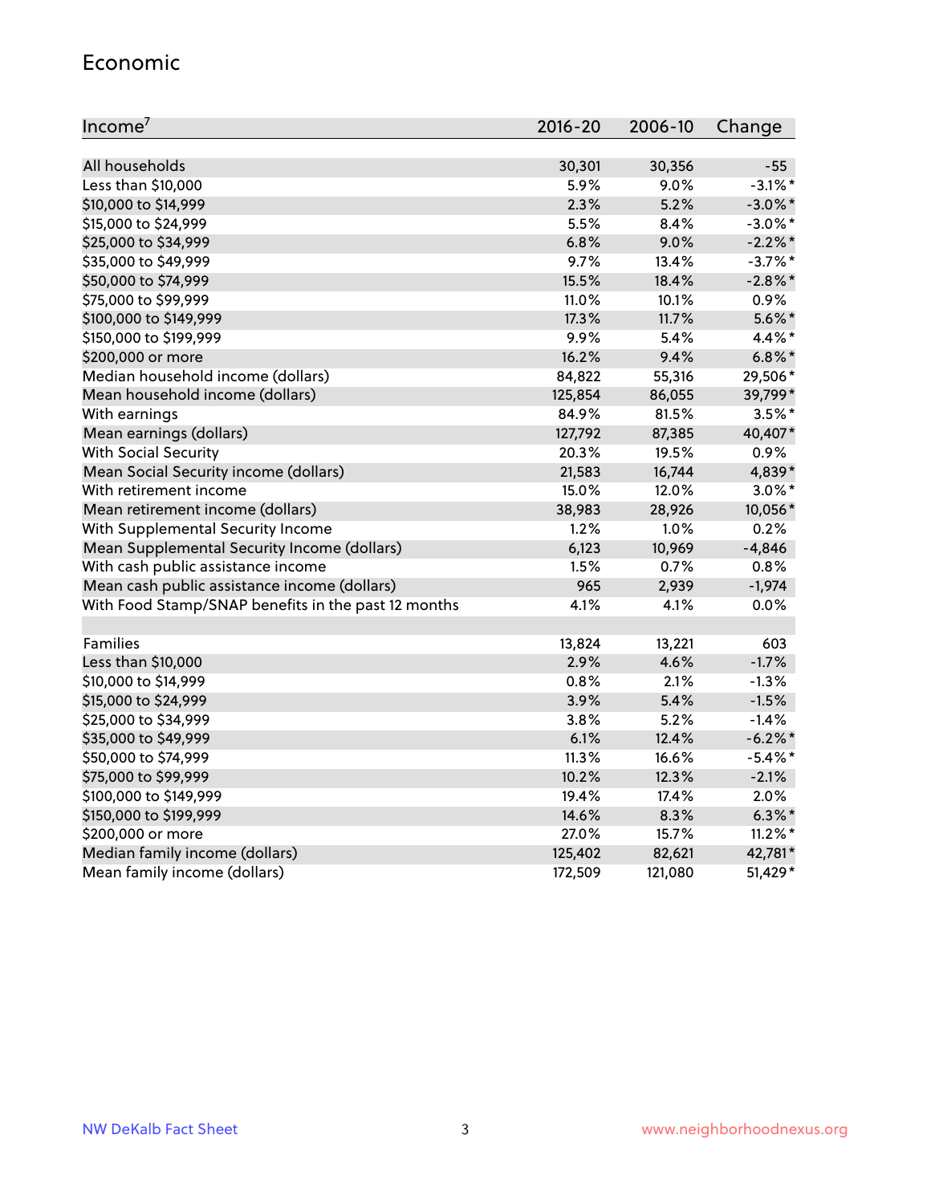## Economic

| Income[7] | 2016-20 | 2006-10 | Change |
|---|---|---|---|
| All households | 30,301 | 30,356 | -55 |
| Less than $10,000 | 5.9% | 9.0% | -3.1%* |
| $10,000 to $14,999 | 2.3% | 5.2% | -3.0%* |
| $15,000 to $24,999 | 5.5% | 8.4% | -3.0%* |
| $25,000 to $34,999 | 6.8% | 9.0% | -2.2%* |
| $35,000 to $49,999 | 9.7% | 13.4% | -3.7%* |
| $50,000 to $74,999 | 15.5% | 18.4% | -2.8%* |
| $75,000 to $99,999 | 11.0% | 10.1% | 0.9% |
| $100,000 to $149,999 | 17.3% | 11.7% | 5.6%* |
| $150,000 to $199,999 | 9.9% | 5.4% | 4.4%* |
| $200,000 or more | 16.2% | 9.4% | 6.8%* |
| Median household income (dollars) | 84,822 | 55,316 | 29,506* |
| Mean household income (dollars) | 125,854 | 86,055 | 39,799* |
| With earnings | 84.9% | 81.5% | 3.5%* |
| Mean earnings (dollars) | 127,792 | 87,385 | 40,407* |
| With Social Security | 20.3% | 19.5% | 0.9% |
| Mean Social Security income (dollars) | 21,583 | 16,744 | 4,839* |
| With retirement income | 15.0% | 12.0% | 3.0%* |
| Mean retirement income (dollars) | 38,983 | 28,926 | 10,056* |
| With Supplemental Security Income | 1.2% | 1.0% | 0.2% |
| Mean Supplemental Security Income (dollars) | 6,123 | 10,969 | -4,846 |
| With cash public assistance income | 1.5% | 0.7% | 0.8% |
| Mean cash public assistance income (dollars) | 965 | 2,939 | -1,974 |
| With Food Stamp/SNAP benefits in the past 12 months | 4.1% | 4.1% | 0.0% |
| | | | |
| Families | 13,824 | 13,221 | 603 |
| Less than $10,000 | 2.9% | 4.6% | -1.7% |
| $10,000 to $14,999 | 0.8% | 2.1% | -1.3% |
| $15,000 to $24,999 | 3.9% | 5.4% | -1.5% |
| $25,000 to $34,999 | 3.8% | 5.2% | -1.4% |
| $35,000 to $49,999 | 6.1% | 12.4% | -6.2%* |
| $50,000 to $74,999 | 11.3% | 16.6% | -5.4%* |
| $75,000 to $99,999 | 10.2% | 12.3% | -2.1% |
| $100,000 to $149,999 | 19.4% | 17.4% | 2.0% |
| $150,000 to $199,999 | 14.6% | 8.3% | 6.3%* |
| $200,000 or more | 27.0% | 15.7% | 11.2%* |
| Median family income (dollars) | 125,402 | 82,621 | 42,781* |
| Mean family income (dollars) | 172,509 | 121,080 | 51,429* |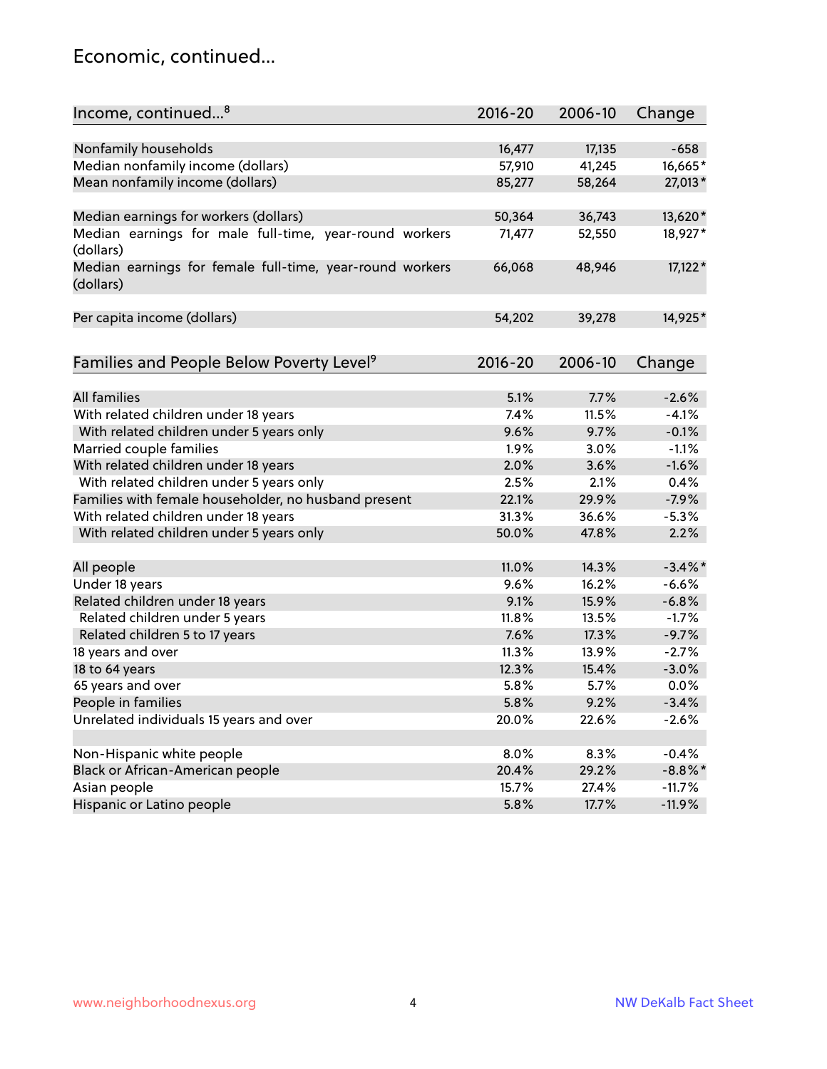## Economic, continued...

| Income, continued...[8] | 2016-20 | 2006-10 | Change |
|---|---|---|---|
| Nonfamily households | 16,477 | 17,135 | -658 |
| Median nonfamily income (dollars) | 57,910 | 41,245 | 16,665* |
| Mean nonfamily income (dollars) | 85,277 | 58,264 | 27,013* |
| Median earnings for workers (dollars) | 50,364 | 36,743 | 13,620* |
| Median earnings for male full-time, year-round workers (dollars) | 71,477 | 52,550 | 18,927* |
| Median earnings for female full-time, year-round workers (dollars) | 66,068 | 48,946 | 17,122* |
| Per capita income (dollars) | 54,202 | 39,278 | 14,925* |

| Families and People Below Poverty Level[9] | 2016-20 | 2006-10 | Change |
|---|---|---|---|
| All families | 5.1% | 7.7% | -2.6% |
| With related children under 18 years | 7.4% | 11.5% | -4.1% |
| With related children under 5 years only | 9.6% | 9.7% | -0.1% |
| Married couple families | 1.9% | 3.0% | -1.1% |
| With related children under 18 years | 2.0% | 3.6% | -1.6% |
| With related children under 5 years only | 2.5% | 2.1% | 0.4% |
| Families with female householder, no husband present | 22.1% | 29.9% | -7.9% |
| With related children under 18 years | 31.3% | 36.6% | -5.3% |
| With related children under 5 years only | 50.0% | 47.8% | 2.2% |
| All people | 11.0% | 14.3% | -3.4%* |
| Under 18 years | 9.6% | 16.2% | -6.6% |
| Related children under 18 years | 9.1% | 15.9% | -6.8% |
| Related children under 5 years | 11.8% | 13.5% | -1.7% |
| Related children 5 to 17 years | 7.6% | 17.3% | -9.7% |
| 18 years and over | 11.3% | 13.9% | -2.7% |
| 18 to 64 years | 12.3% | 15.4% | -3.0% |
| 65 years and over | 5.8% | 5.7% | 0.0% |
| People in families | 5.8% | 9.2% | -3.4% |
| Unrelated individuals 15 years and over | 20.0% | 22.6% | -2.6% |
| Non-Hispanic white people | 8.0% | 8.3% | -0.4% |
| Black or African-American people | 20.4% | 29.2% | -8.8%* |
| Asian people | 15.7% | 27.4% | -11.7% |
| Hispanic or Latino people | 5.8% | 17.7% | -11.9% |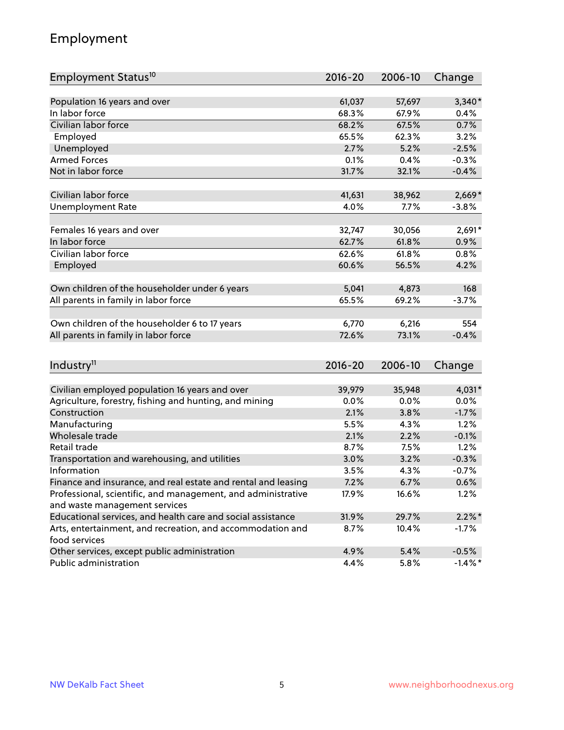# Employment

| Employment Status[10] | 2016-20 | 2006-10 | Change |
|---|---|---|---|
| Population 16 years and over | 61,037 | 57,697 | 3,340* |
| In labor force | 68.3% | 67.9% | 0.4% |
| Civilian labor force | 68.2% | 67.5% | 0.7% |
| Employed | 65.5% | 62.3% | 3.2% |
| Unemployed | 2.7% | 5.2% | -2.5% |
| Armed Forces | 0.1% | 0.4% | -0.3% |
| Not in labor force | 31.7% | 32.1% | -0.4% |
| | | | |
| Civilian labor force | 41,631 | 38,962 | 2,669* |
| Unemployment Rate | 4.0% | 7.7% | -3.8% |
| | | | |
| Females 16 years and over | 32,747 | 30,056 | 2,691* |
| In labor force | 62.7% | 61.8% | 0.9% |
| Civilian labor force | 62.6% | 61.8% | 0.8% |
| Employed | 60.6% | 56.5% | 4.2% |
| | | | |
| Own children of the householder under 6 years | 5,041 | 4,873 | 168 |
| All parents in family in labor force | 65.5% | 69.2% | -3.7% |
| | | | |
| Own children of the householder 6 to 17 years | 6,770 | 6,216 | 554 |
| All parents in family in labor force | 72.6% | 73.1% | -0.4% |

| Industry[11] | 2016-20 | 2006-10 | Change |
|---|---|---|---|
| Civilian employed population 16 years and over | 39,979 | 35,948 | 4,031* |
| Agriculture, forestry, fishing and hunting, and mining | 0.0% | 0.0% | 0.0% |
| Construction | 2.1% | 3.8% | -1.7% |
| Manufacturing | 5.5% | 4.3% | 1.2% |
| Wholesale trade | 2.1% | 2.2% | -0.1% |
| Retail trade | 8.7% | 7.5% | 1.2% |
| Transportation and warehousing, and utilities | 3.0% | 3.2% | -0.3% |
| Information | 3.5% | 4.3% | -0.7% |
| Finance and insurance, and real estate and rental and leasing | 7.2% | 6.7% | 0.6% |
| Professional, scientific, and management, and administrative and waste management services | 17.9% | 16.6% | 1.2% |
| Educational services, and health care and social assistance | 31.9% | 29.7% | 2.2%* |
| Arts, entertainment, and recreation, and accommodation and food services | 8.7% | 10.4% | -1.7% |
| Other services, except public administration | 4.9% | 5.4% | -0.5% |
| Public administration | 4.4% | 5.8% | -1.4%* |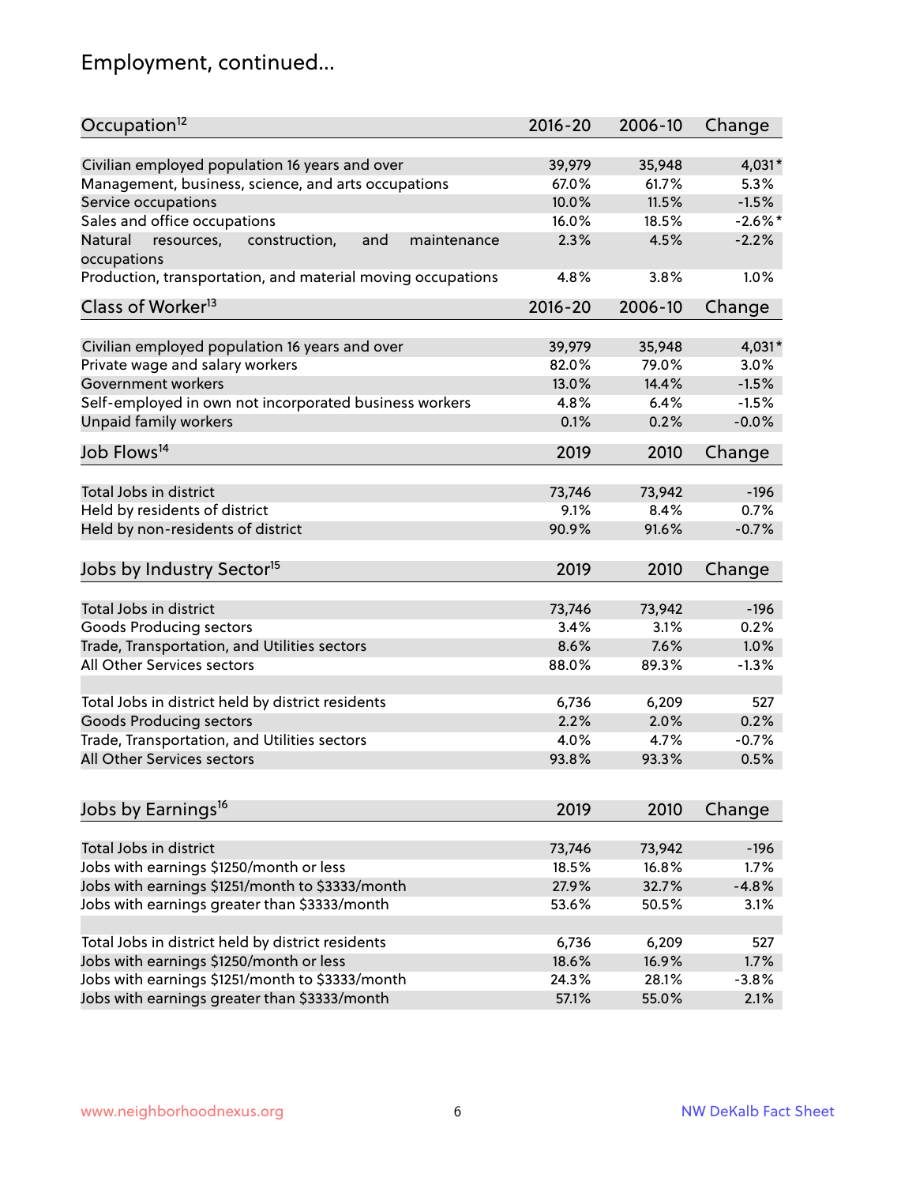# Employment, continued...

| Occupation[12] | 2016-20 | 2006-10 | Change |
|---|---|---|---|
| Civilian employed population 16 years and over | 39,979 | 35,948 | 4,031* |
| Management, business, science, and arts occupations | 67.0% | 61.7% | 5.3% |
| Service occupations | 10.0% | 11.5% | -1.5% |
| Sales and office occupations | 16.0% | 18.5% | -2.6%* |
| Natural resources, construction, and maintenance occupations | 2.3% | 4.5% | -2.2% |
| Production, transportation, and material moving occupations | 4.8% | 3.8% | 1.0% |

| Class of Worker[13] | 2016-20 | 2006-10 | Change |
|---|---|---|---|
| Civilian employed population 16 years and over | 39,979 | 35,948 | 4,031* |
| Private wage and salary workers | 82.0% | 79.0% | 3.0% |
| Government workers | 13.0% | 14.4% | -1.5% |
| Self-employed in own not incorporated business workers | 4.8% | 6.4% | -1.5% |
| Unpaid family workers | 0.1% | 0.2% | -0.0% |

| Job Flows[14] | 2019 | 2010 | Change |
|---|---|---|---|
| Total Jobs in district | 73,746 | 73,942 | -196 |
| Held by residents of district | 9.1% | 8.4% | 0.7% |
| Held by non-residents of district | 90.9% | 91.6% | -0.7% |

| Jobs by Industry Sector[15] | 2019 | 2010 | Change |
|---|---|---|---|
| Total Jobs in district | 73,746 | 73,942 | -196 |
| Goods Producing sectors | 3.4% | 3.1% | 0.2% |
| Trade, Transportation, and Utilities sectors | 8.6% | 7.6% | 1.0% |
| All Other Services sectors | 88.0% | 89.3% | -1.3% |
| | | | |
| Total Jobs in district held by district residents | 6,736 | 6,209 | 527 |
| Goods Producing sectors | 2.2% | 2.0% | 0.2% |
| Trade, Transportation, and Utilities sectors | 4.0% | 4.7% | -0.7% |
| All Other Services sectors | 93.8% | 93.3% | 0.5% |

| Jobs by Earnings[16] | 2019 | 2010 | Change |
|---|---|---|---|
| Total Jobs in district | 73,746 | 73,942 | -196 |
| Jobs with earnings $1250/month or less | 18.5% | 16.8% | 1.7% |
| Jobs with earnings $1251/month to $3333/month | 27.9% | 32.7% | -4.8% |
| Jobs with earnings greater than $3333/month | 53.6% | 50.5% | 3.1% |
| | | | |
| Total Jobs in district held by district residents | 6,736 | 6,209 | 527 |
| Jobs with earnings $1250/month or less | 18.6% | 16.9% | 1.7% |
| Jobs with earnings $1251/month to $3333/month | 24.3% | 28.1% | -3.8% |
| Jobs with earnings greater than $3333/month | 57.1% | 55.0% | 2.1% |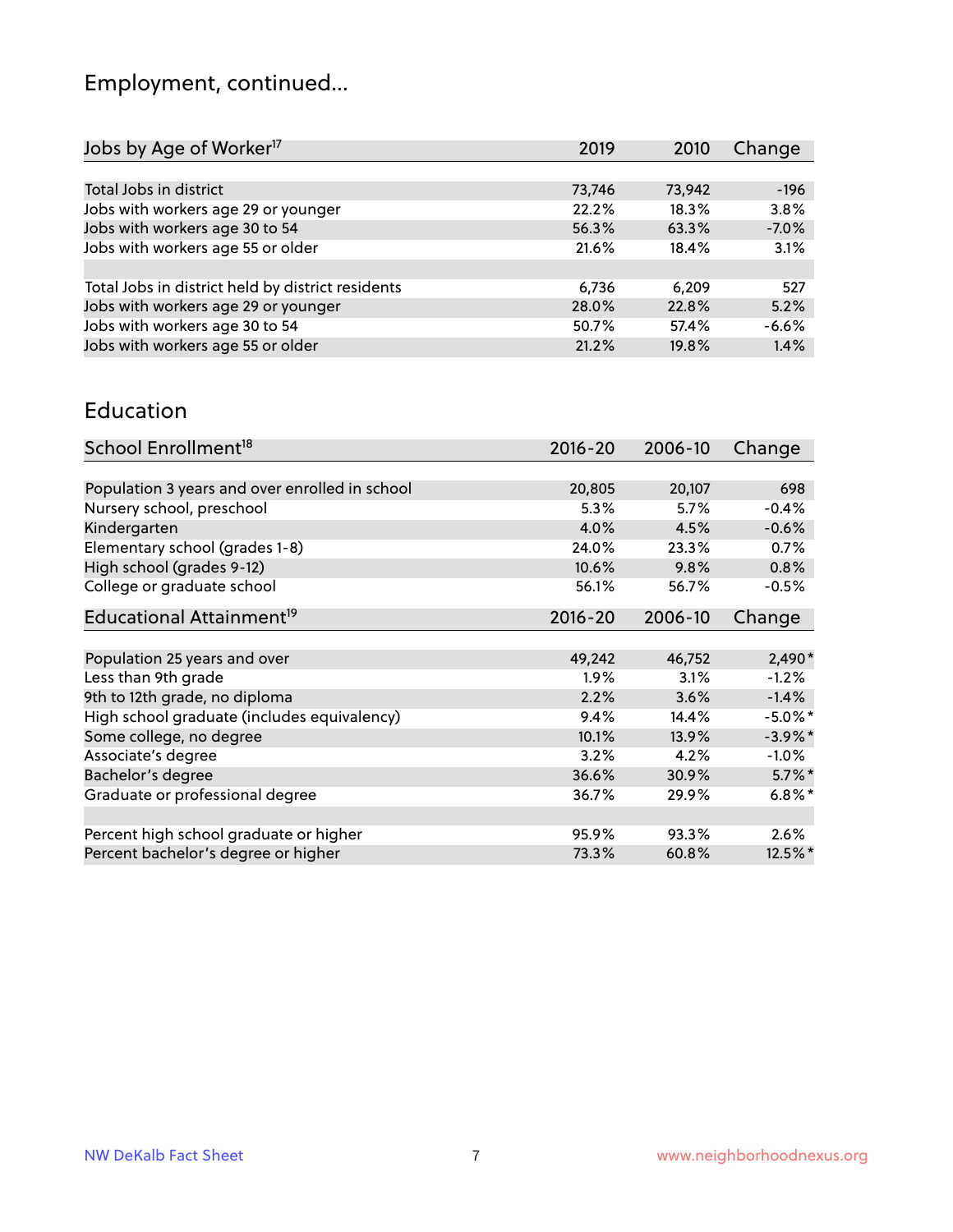# Employment, continued...

| Jobs by Age of Worker[17] | 2019 | 2010 | Change |
|---|---|---|---|
| | | | |
| Total Jobs in district | 73,746 | 73,942 | -196 |
| Jobs with workers age 29 or younger | 22.2% | 18.3% | 3.8% |
| Jobs with workers age 30 to 54 | 56.3% | 63.3% | -7.0% |
| Jobs with workers age 55 or older | 21.6% | 18.4% | 3.1% |
| | | | |
| Total Jobs in district held by district residents | 6,736 | 6,209 | 527 |
| Jobs with workers age 29 or younger | 28.0% | 22.8% | 5.2% |
| Jobs with workers age 30 to 54 | 50.7% | 57.4% | -6.6% |
| Jobs with workers age 55 or older | 21.2% | 19.8% | 1.4% |

# Education

| School Enrollment[18] | 2016-20 | 2006-10 | Change |
|---|---|---|---|
| | | | |
| Population 3 years and over enrolled in school | 20,805 | 20,107 | 698 |
| Nursery school, preschool | 5.3% | 5.7% | -0.4% |
| Kindergarten | 4.0% | 4.5% | -0.6% |
| Elementary school (grades 1-8) | 24.0% | 23.3% | 0.7% |
| High school (grades 9-12) | 10.6% | 9.8% | 0.8% |
| College or graduate school | 56.1% | 56.7% | -0.5% |

| Educational Attainment[19] | 2016-20 | 2006-10 | Change |
|---|---|---|---|
| | | | |
| Population 25 years and over | 49,242 | 46,752 | 2,490* |
| Less than 9th grade | 1.9% | 3.1% | -1.2% |
| 9th to 12th grade, no diploma | 2.2% | 3.6% | -1.4% |
| High school graduate (includes equivalency) | 9.4% | 14.4% | -5.0%* |
| Some college, no degree | 10.1% | 13.9% | -3.9%* |
| Associate's degree | 3.2% | 4.2% | -1.0% |
| Bachelor's degree | 36.6% | 30.9% | 5.7%* |
| Graduate or professional degree | 36.7% | 29.9% | 6.8%* |
| | | | |
| Percent high school graduate or higher | 95.9% | 93.3% | 2.6% |
| Percent bachelor's degree or higher | 73.3% | 60.8% | 12.5%* |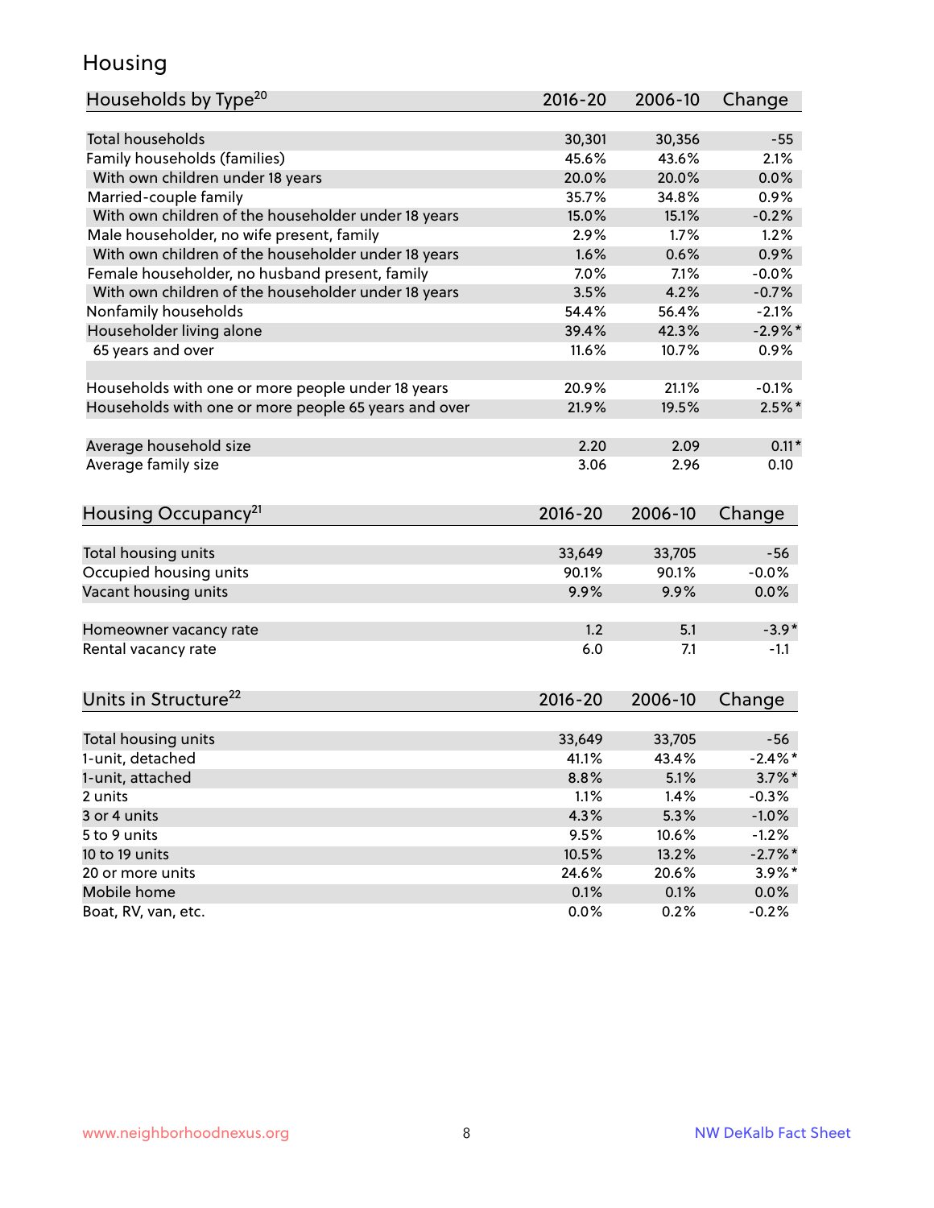## Housing

| Households by Type[20] | 2016-20 | 2006-10 | Change |
|---|---|---|---|
| Total households | 30,301 | 30,356 | -55 |
| Family households (families) | 45.6% | 43.6% | 2.1% |
| With own children under 18 years | 20.0% | 20.0% | 0.0% |
| Married-couple family | 35.7% | 34.8% | 0.9% |
| With own children of the householder under 18 years | 15.0% | 15.1% | -0.2% |
| Male householder, no wife present, family | 2.9% | 1.7% | 1.2% |
| With own children of the householder under 18 years | 1.6% | 0.6% | 0.9% |
| Female householder, no husband present, family | 7.0% | 7.1% | -0.0% |
| With own children of the householder under 18 years | 3.5% | 4.2% | -0.7% |
| Nonfamily households | 54.4% | 56.4% | -2.1% |
| Householder living alone | 39.4% | 42.3% | -2.9%* |
| 65 years and over | 11.6% | 10.7% | 0.9% |
| | | | |
| Households with one or more people under 18 years | 20.9% | 21.1% | -0.1% |
| Households with one or more people 65 years and over | 21.9% | 19.5% | 2.5%* |
| | | | |
| Average household size | 2.20 | 2.09 | 0.11* |
| Average family size | 3.06 | 2.96 | 0.10 |

| Housing Occupancy[21] | 2016-20 | 2006-10 | Change |
|---|---|---|---|
| Total housing units | 33,649 | 33,705 | -56 |
| Occupied housing units | 90.1% | 90.1% | -0.0% |
| Vacant housing units | 9.9% | 9.9% | 0.0% |
| | | | |
| Homeowner vacancy rate | 1.2 | 5.1 | -3.9* |
| Rental vacancy rate | 6.0 | 7.1 | -1.1 |

| Units in Structure[22] | 2016-20 | 2006-10 | Change |
|---|---|---|---|
| Total housing units | 33,649 | 33,705 | -56 |
| 1-unit, detached | 41.1% | 43.4% | -2.4%* |
| 1-unit, attached | 8.8% | 5.1% | 3.7%* |
| 2 units | 1.1% | 1.4% | -0.3% |
| 3 or 4 units | 4.3% | 5.3% | -1.0% |
| 5 to 9 units | 9.5% | 10.6% | -1.2% |
| 10 to 19 units | 10.5% | 13.2% | -2.7%* |
| 20 or more units | 24.6% | 20.6% | 3.9%* |
| Mobile home | 0.1% | 0.1% | 0.0% |
| Boat, RV, van, etc. | 0.0% | 0.2% | -0.2% |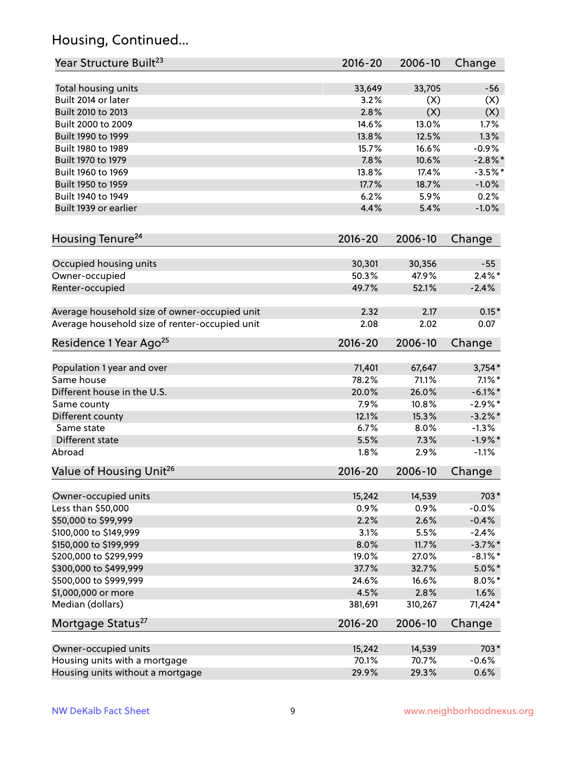## Housing, Continued...

| Year Structure Built[23] | 2016-20 | 2006-10 | Change |
|---|---|---|---|
| Total housing units | 33,649 | 33,705 | -56 |
| Built 2014 or later | 3.2% | (X) | (X) |
| Built 2010 to 2013 | 2.8% | (X) | (X) |
| Built 2000 to 2009 | 14.6% | 13.0% | 1.7% |
| Built 1990 to 1999 | 13.8% | 12.5% | 1.3% |
| Built 1980 to 1989 | 15.7% | 16.6% | -0.9% |
| Built 1970 to 1979 | 7.8% | 10.6% | -2.8%* |
| Built 1960 to 1969 | 13.8% | 17.4% | -3.5%* |
| Built 1950 to 1959 | 17.7% | 18.7% | -1.0% |
| Built 1940 to 1949 | 6.2% | 5.9% | 0.2% |
| Built 1939 or earlier | 4.4% | 5.4% | -1.0% |

| Housing Tenure[24] | 2016-20 | 2006-10 | Change |
|---|---|---|---|
| Occupied housing units | 30,301 | 30,356 | -55 |
| Owner-occupied | 50.3% | 47.9% | 2.4%* |
| Renter-occupied | 49.7% | 52.1% | -2.4% |
| | | | |
| Average household size of owner-occupied unit | 2.32 | 2.17 | 0.15* |
| Average household size of renter-occupied unit | 2.08 | 2.02 | 0.07 |

| Residence 1 Year Ago[25] | 2016-20 | 2006-10 | Change |
|---|---|---|---|
| Population 1 year and over | 71,401 | 67,647 | 3,754* |
| Same house | 78.2% | 71.1% | 7.1%* |
| Different house in the U.S. | 20.0% | 26.0% | -6.1%* |
| Same county | 7.9% | 10.8% | -2.9%* |
| Different county | 12.1% | 15.3% | -3.2%* |
| Same state | 6.7% | 8.0% | -1.3% |
| Different state | 5.5% | 7.3% | -1.9%* |
| Abroad | 1.8% | 2.9% | -1.1% |

| Value of Housing Unit[26] | 2016-20 | 2006-10 | Change |
|---|---|---|---|
| Owner-occupied units | 15,242 | 14,539 | 703* |
| Less than $50,000 | 0.9% | 0.9% | -0.0% |
| $50,000 to $99,999 | 2.2% | 2.6% | -0.4% |
| $100,000 to $149,999 | 3.1% | 5.5% | -2.4% |
| $150,000 to $199,999 | 8.0% | 11.7% | -3.7%* |
| $200,000 to $299,999 | 19.0% | 27.0% | -8.1%* |
| $300,000 to $499,999 | 37.7% | 32.7% | 5.0%* |
| $500,000 to $999,999 | 24.6% | 16.6% | 8.0%* |
| $1,000,000 or more | 4.5% | 2.8% | 1.6% |
| Median (dollars) | 381,691 | 310,267 | 71,424* |

| Mortgage Status[27] | 2016-20 | 2006-10 | Change |
|---|---|---|---|
| Owner-occupied units | 15,242 | 14,539 | 703* |
| Housing units with a mortgage | 70.1% | 70.7% | -0.6% |
| Housing units without a mortgage | 29.9% | 29.3% | 0.6% |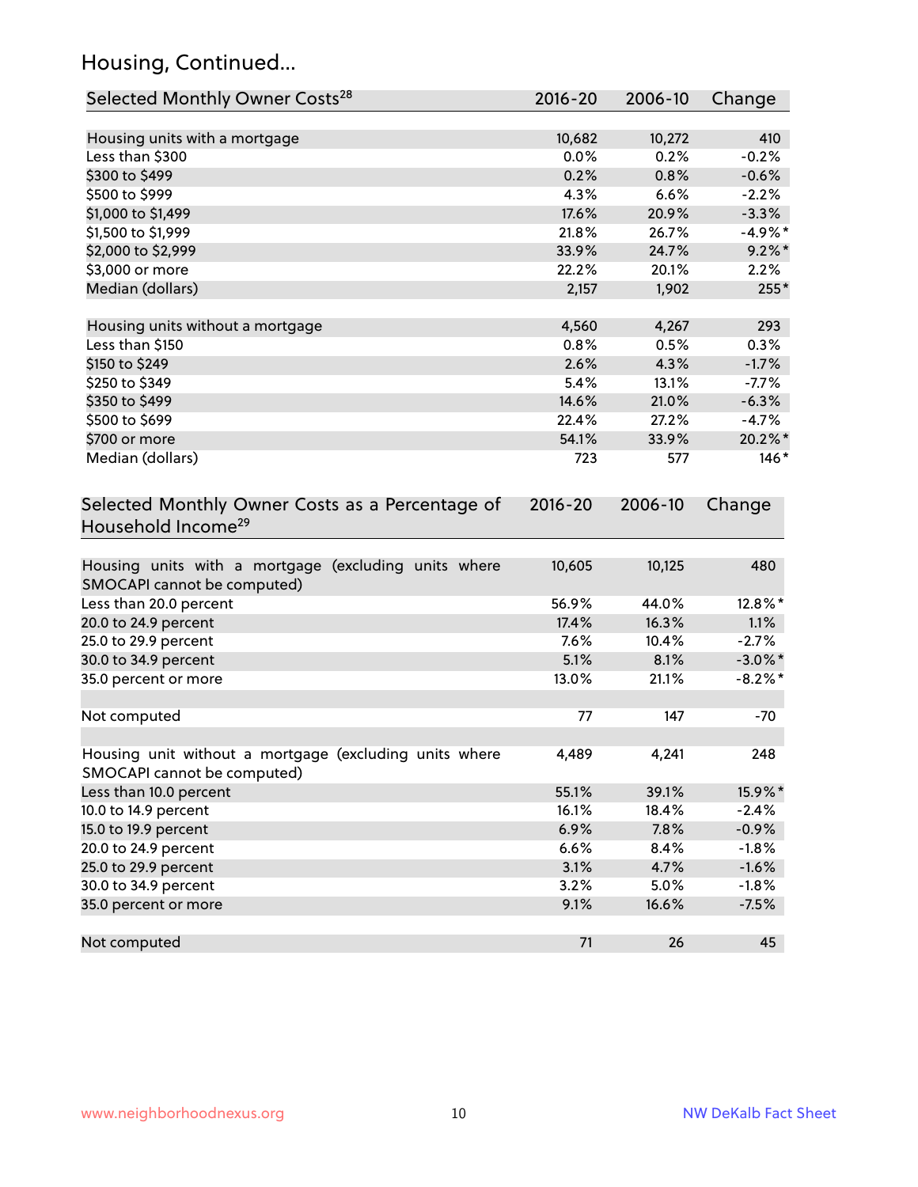## Housing, Continued...

| Selected Monthly Owner Costs[28] | 2016-20 | 2006-10 | Change |
|---|---|---|---|
| Housing units with a mortgage | 10,682 | 10,272 | 410 |
| Less than $300 | 0.0% | 0.2% | -0.2% |
| $300 to $499 | 0.2% | 0.8% | -0.6% |
| $500 to $999 | 4.3% | 6.6% | -2.2% |
| $1,000 to $1,499 | 17.6% | 20.9% | -3.3% |
| $1,500 to $1,999 | 21.8% | 26.7% | -4.9%* |
| $2,000 to $2,999 | 33.9% | 24.7% | 9.2%* |
| $3,000 or more | 22.2% | 20.1% | 2.2% |
| Median (dollars) | 2,157 | 1,902 | 255* |
| | | | |
| Housing units without a mortgage | 4,560 | 4,267 | 293 |
| Less than $150 | 0.8% | 0.5% | 0.3% |
| $150 to $249 | 2.6% | 4.3% | -1.7% |
| $250 to $349 | 5.4% | 13.1% | -7.7% |
| $350 to $499 | 14.6% | 21.0% | -6.3% |
| $500 to $699 | 22.4% | 27.2% | -4.7% |
| $700 or more | 54.1% | 33.9% | 20.2%* |
| Median (dollars) | 723 | 577 | 146* |

| Selected Monthly Owner Costs as a Percentage of Household Income[29] | 2016-20 | 2006-10 | Change |
|---|---|---|---|
| Housing units with a mortgage (excluding units where SMOCAPI cannot be computed) | 10,605 | 10,125 | 480 |
| Less than 20.0 percent | 56.9% | 44.0% | 12.8%* |
| 20.0 to 24.9 percent | 17.4% | 16.3% | 1.1% |
| 25.0 to 29.9 percent | 7.6% | 10.4% | -2.7% |
| 30.0 to 34.9 percent | 5.1% | 8.1% | -3.0%* |
| 35.0 percent or more | 13.0% | 21.1% | -8.2%* |
| | | | |
| Not computed | 77 | 147 | -70 |
| | | | |
| Housing unit without a mortgage (excluding units where SMOCAPI cannot be computed) | 4,489 | 4,241 | 248 |
| Less than 10.0 percent | 55.1% | 39.1% | 15.9%* |
| 10.0 to 14.9 percent | 16.1% | 18.4% | -2.4% |
| 15.0 to 19.9 percent | 6.9% | 7.8% | -0.9% |
| 20.0 to 24.9 percent | 6.6% | 8.4% | -1.8% |
| 25.0 to 29.9 percent | 3.1% | 4.7% | -1.6% |
| 30.0 to 34.9 percent | 3.2% | 5.0% | -1.8% |
| 35.0 percent or more | 9.1% | 16.6% | -7.5% |
| | | | |
| Not computed | 71 | 26 | 45 |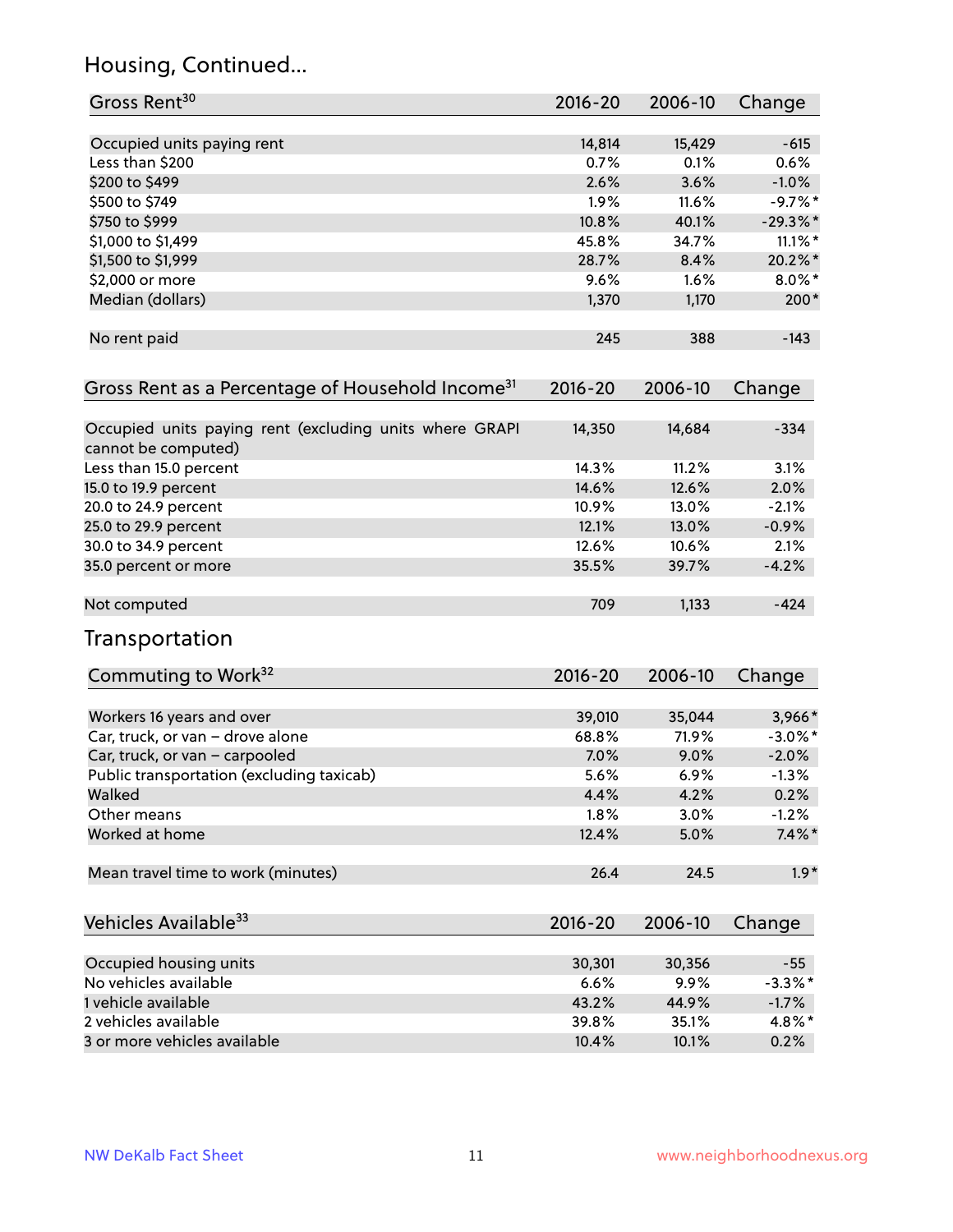## Housing, Continued...

| Gross Rent[30] | 2016-20 | 2006-10 | Change |
|---|---|---|---|
| Occupied units paying rent | 14,814 | 15,429 | -615 |
| Less than $200 | 0.7% | 0.1% | 0.6% |
| $200 to $499 | 2.6% | 3.6% | -1.0% |
| $500 to $749 | 1.9% | 11.6% | -9.7%* |
| $750 to $999 | 10.8% | 40.1% | -29.3%* |
| $1,000 to $1,499 | 45.8% | 34.7% | 11.1%* |
| $1,500 to $1,999 | 28.7% | 8.4% | 20.2%* |
| $2,000 or more | 9.6% | 1.6% | 8.0%* |
| Median (dollars) | 1,370 | 1,170 | 200* |
| No rent paid | 245 | 388 | -143 |

| Gross Rent as a Percentage of Household Income[31] | 2016-20 | 2006-10 | Change |
|---|---|---|---|
| Occupied units paying rent (excluding units where GRAPI cannot be computed) | 14,350 | 14,684 | -334 |
| Less than 15.0 percent | 14.3% | 11.2% | 3.1% |
| 15.0 to 19.9 percent | 14.6% | 12.6% | 2.0% |
| 20.0 to 24.9 percent | 10.9% | 13.0% | -2.1% |
| 25.0 to 29.9 percent | 12.1% | 13.0% | -0.9% |
| 30.0 to 34.9 percent | 12.6% | 10.6% | 2.1% |
| 35.0 percent or more | 35.5% | 39.7% | -4.2% |
| Not computed | 709 | 1,133 | -424 |

## Transportation

| Commuting to Work[32] | 2016-20 | 2006-10 | Change |
|---|---|---|---|
| Workers 16 years and over | 39,010 | 35,044 | 3,966* |
| Car, truck, or van – drove alone | 68.8% | 71.9% | -3.0%* |
| Car, truck, or van – carpooled | 7.0% | 9.0% | -2.0% |
| Public transportation (excluding taxicab) | 5.6% | 6.9% | -1.3% |
| Walked | 4.4% | 4.2% | 0.2% |
| Other means | 1.8% | 3.0% | -1.2% |
| Worked at home | 12.4% | 5.0% | 7.4%* |
| Mean travel time to work (minutes) | 26.4 | 24.5 | 1.9* |

| Vehicles Available[33] | 2016-20 | 2006-10 | Change |
|---|---|---|---|
| Occupied housing units | 30,301 | 30,356 | -55 |
| No vehicles available | 6.6% | 9.9% | -3.3%* |
| 1 vehicle available | 43.2% | 44.9% | -1.7% |
| 2 vehicles available | 39.8% | 35.1% | 4.8%* |
| 3 or more vehicles available | 10.4% | 10.1% | 0.2% |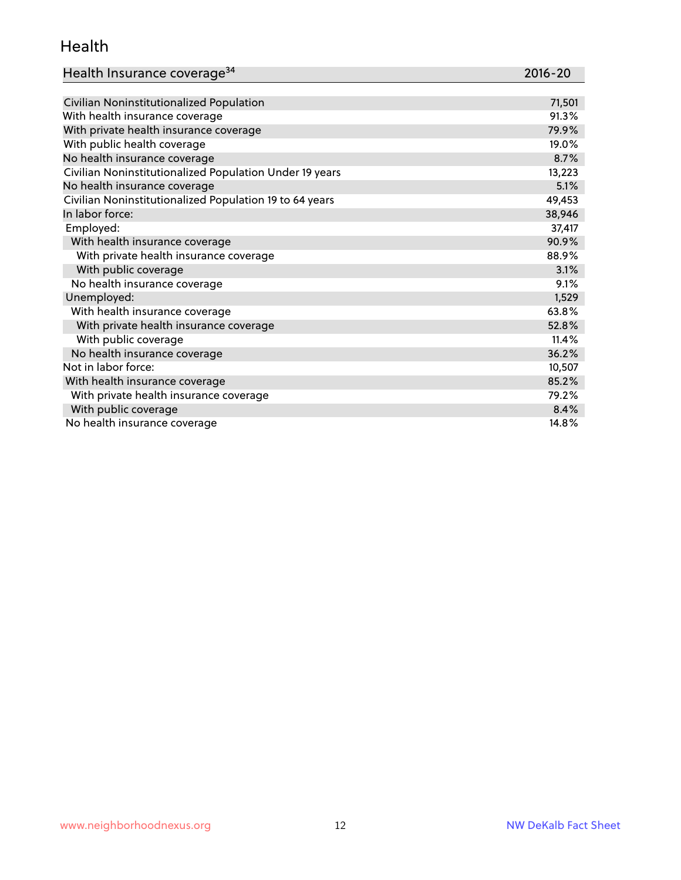## Health

| Health Insurance coverage[34] | 2016-20 |
|---|---|
| Civilian Noninstitutionalized Population | 71,501 |
| With health insurance coverage | 91.3% |
| With private health insurance coverage | 79.9% |
| With public health coverage | 19.0% |
| No health insurance coverage | 8.7% |
| Civilian Noninstitutionalized Population Under 19 years | 13,223 |
| No health insurance coverage | 5.1% |
| Civilian Noninstitutionalized Population 19 to 64 years | 49,453 |
| In labor force: | 38,946 |
| Employed: | 37,417 |
| With health insurance coverage | 90.9% |
| With private health insurance coverage | 88.9% |
| With public coverage | 3.1% |
| No health insurance coverage | 9.1% |
| Unemployed: | 1,529 |
| With health insurance coverage | 63.8% |
| With private health insurance coverage | 52.8% |
| With public coverage | 11.4% |
| No health insurance coverage | 36.2% |
| Not in labor force: | 10,507 |
| With health insurance coverage | 85.2% |
| With private health insurance coverage | 79.2% |
| With public coverage | 8.4% |
| No health insurance coverage | 14.8% |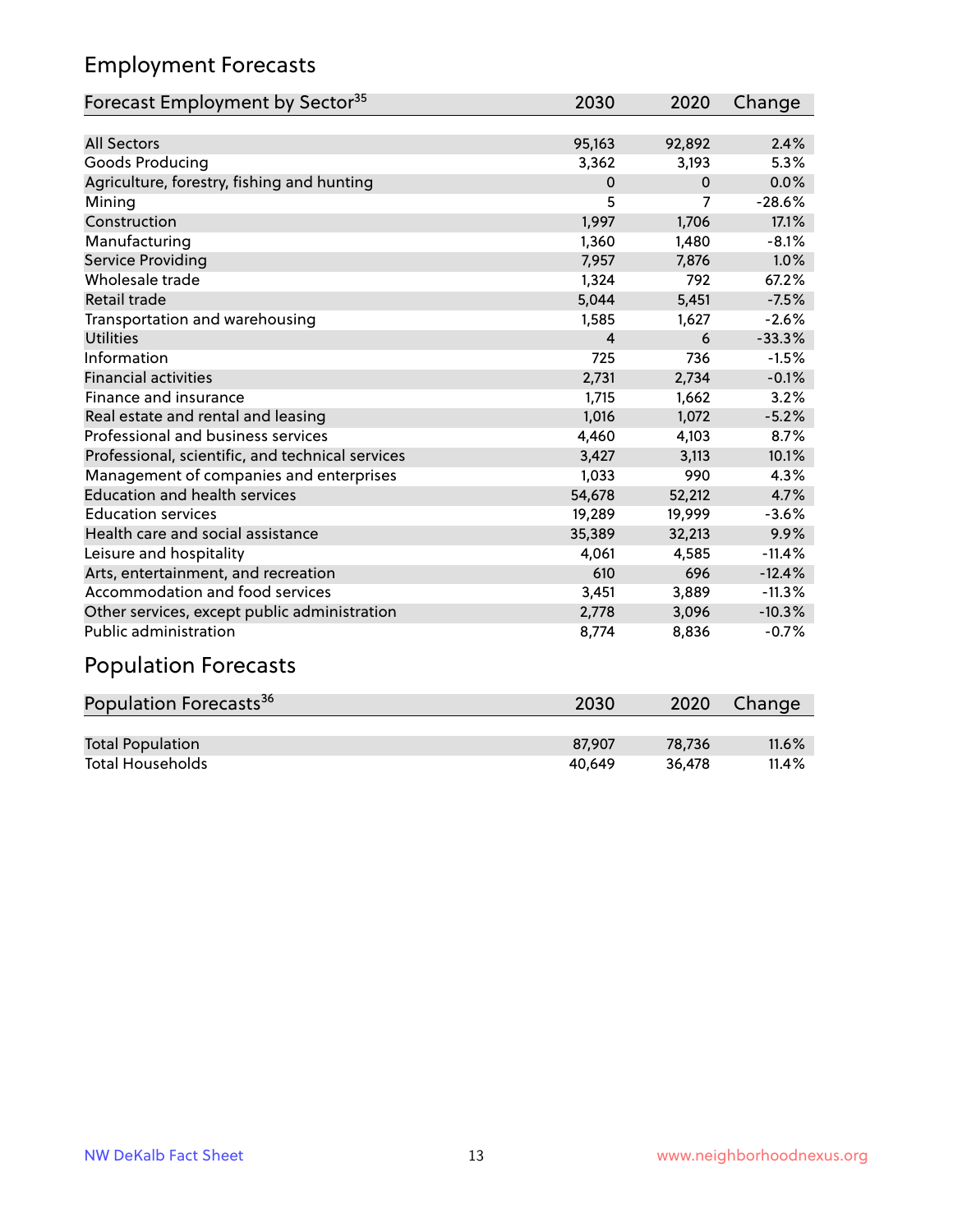## Employment Forecasts

| Forecast Employment by Sector[35] | 2030 | 2020 | Change |
|---|---|---|---|
| All Sectors | 95,163 | 92,892 | 2.4% |
| Goods Producing | 3,362 | 3,193 | 5.3% |
| Agriculture, forestry, fishing and hunting | 0 | 0 | 0.0% |
| Mining | 5 | 7 | -28.6% |
| Construction | 1,997 | 1,706 | 17.1% |
| Manufacturing | 1,360 | 1,480 | -8.1% |
| Service Providing | 7,957 | 7,876 | 1.0% |
| Wholesale trade | 1,324 | 792 | 67.2% |
| Retail trade | 5,044 | 5,451 | -7.5% |
| Transportation and warehousing | 1,585 | 1,627 | -2.6% |
| Utilities | 4 | 6 | -33.3% |
| Information | 725 | 736 | -1.5% |
| Financial activities | 2,731 | 2,734 | -0.1% |
| Finance and insurance | 1,715 | 1,662 | 3.2% |
| Real estate and rental and leasing | 1,016 | 1,072 | -5.2% |
| Professional and business services | 4,460 | 4,103 | 8.7% |
| Professional, scientific, and technical services | 3,427 | 3,113 | 10.1% |
| Management of companies and enterprises | 1,033 | 990 | 4.3% |
| Education and health services | 54,678 | 52,212 | 4.7% |
| Education services | 19,289 | 19,999 | -3.6% |
| Health care and social assistance | 35,389 | 32,213 | 9.9% |
| Leisure and hospitality | 4,061 | 4,585 | -11.4% |
| Arts, entertainment, and recreation | 610 | 696 | -12.4% |
| Accommodation and food services | 3,451 | 3,889 | -11.3% |
| Other services, except public administration | 2,778 | 3,096 | -10.3% |
| Public administration | 8,774 | 8,836 | -0.7% |

## Population Forecasts

| Population Forecasts[36] | 2030 | 2020 | Change |
|---|---|---|---|
| Total Population | 87,907 | 78,736 | 11.6% |
| Total Households | 40,649 | 36,478 | 11.4% |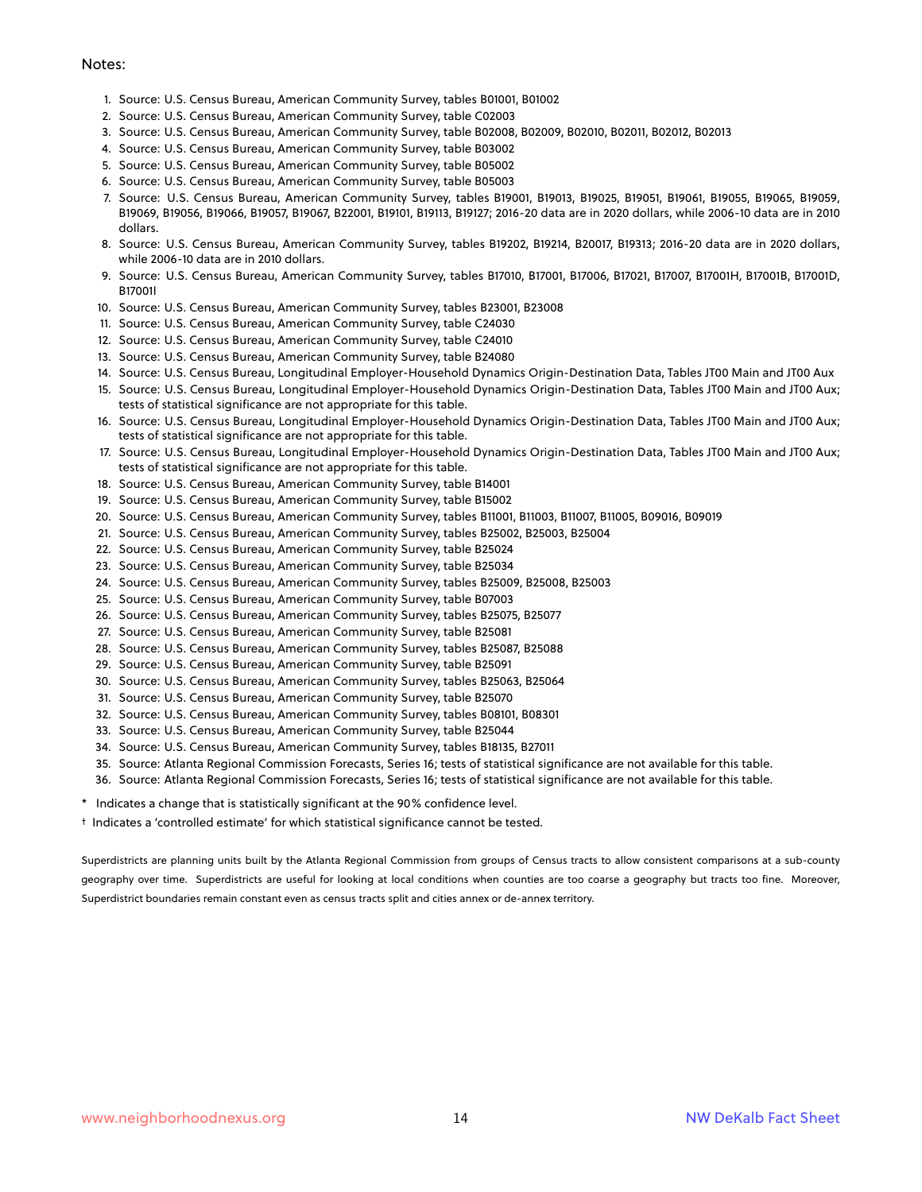Notes:

1. Source: U.S. Census Bureau, American Community Survey, tables B01001, B01002
2. Source: U.S. Census Bureau, American Community Survey, table C02003
3. Source: U.S. Census Bureau, American Community Survey, table B02008, B02009, B02010, B02011, B02012, B02013
4. Source: U.S. Census Bureau, American Community Survey, table B03002
5. Source: U.S. Census Bureau, American Community Survey, table B05002
6. Source: U.S. Census Bureau, American Community Survey, table B05003
7. Source: U.S. Census Bureau, American Community Survey, tables B19001, B19013, B19025, B19051, B19061, B19055, B19065, B19059, B19069, B19056, B19066, B19057, B19067, B22001, B19101, B19113, B19127; 2016-20 data are in 2020 dollars, while 2006-10 data are in 2010 dollars.
8. Source: U.S. Census Bureau, American Community Survey, tables B19202, B19214, B20017, B19313; 2016-20 data are in 2020 dollars, while 2006-10 data are in 2010 dollars.
9. Source: U.S. Census Bureau, American Community Survey, tables B17010, B17001, B17006, B17021, B17007, B17001H, B17001B, B17001D, B17001I
10. Source: U.S. Census Bureau, American Community Survey, tables B23001, B23008
11. Source: U.S. Census Bureau, American Community Survey, table C24030
12. Source: U.S. Census Bureau, American Community Survey, table C24010
13. Source: U.S. Census Bureau, American Community Survey, table B24080
14. Source: U.S. Census Bureau, Longitudinal Employer-Household Dynamics Origin-Destination Data, Tables JT00 Main and JT00 Aux
15. Source: U.S. Census Bureau, Longitudinal Employer-Household Dynamics Origin-Destination Data, Tables JT00 Main and JT00 Aux; tests of statistical significance are not appropriate for this table.
16. Source: U.S. Census Bureau, Longitudinal Employer-Household Dynamics Origin-Destination Data, Tables JT00 Main and JT00 Aux; tests of statistical significance are not appropriate for this table.
17. Source: U.S. Census Bureau, Longitudinal Employer-Household Dynamics Origin-Destination Data, Tables JT00 Main and JT00 Aux; tests of statistical significance are not appropriate for this table.
18. Source: U.S. Census Bureau, American Community Survey, table B14001
19. Source: U.S. Census Bureau, American Community Survey, table B15002
20. Source: U.S. Census Bureau, American Community Survey, tables B11001, B11003, B11007, B11005, B09016, B09019
21. Source: U.S. Census Bureau, American Community Survey, tables B25002, B25003, B25004
22. Source: U.S. Census Bureau, American Community Survey, table B25024
23. Source: U.S. Census Bureau, American Community Survey, table B25034
24. Source: U.S. Census Bureau, American Community Survey, tables B25009, B25008, B25003
25. Source: U.S. Census Bureau, American Community Survey, table B07003
26. Source: U.S. Census Bureau, American Community Survey, tables B25075, B25077
27. Source: U.S. Census Bureau, American Community Survey, table B25081
28. Source: U.S. Census Bureau, American Community Survey, tables B25087, B25088
29. Source: U.S. Census Bureau, American Community Survey, table B25091
30. Source: U.S. Census Bureau, American Community Survey, tables B25063, B25064
31. Source: U.S. Census Bureau, American Community Survey, table B25070
32. Source: U.S. Census Bureau, American Community Survey, tables B08101, B08301
33. Source: U.S. Census Bureau, American Community Survey, table B25044
34. Source: U.S. Census Bureau, American Community Survey, tables B18135, B27011
35. Source: Atlanta Regional Commission Forecasts, Series 16; tests of statistical significance are not available for this table.
36. Source: Atlanta Regional Commission Forecasts, Series 16; tests of statistical significance are not available for this table.

\* Indicates a change that is statistically significant at the 90% confidence level.

† Indicates a 'controlled estimate' for which statistical significance cannot be tested.

Superdistricts are planning units built by the Atlanta Regional Commission from groups of Census tracts to allow consistent comparisons at a sub-county geography over time. Superdistricts are useful for looking at local conditions when counties are too coarse a geography but tracts too fine. Moreover, Superdistrict boundaries remain constant even as census tracts split and cities annex or de-annex territory.